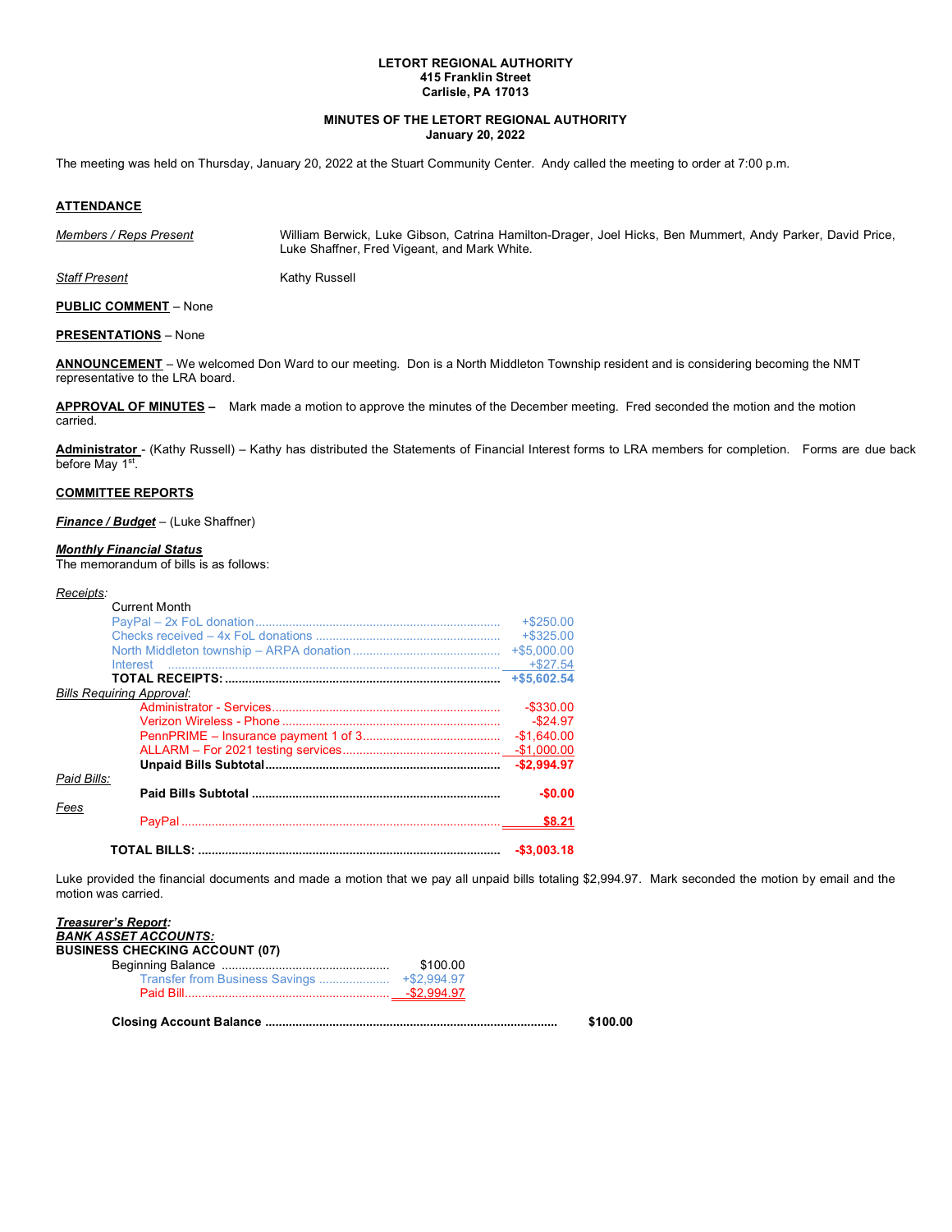**LETORT REGIONAL AUTHORITY**
**415 Franklin Street**
**Carlisle, PA 17013**

**MINUTES OF THE LETORT REGIONAL AUTHORITY**
**January 20, 2022**

The meeting was held on Thursday, January 20, 2022 at the Stuart Community Center. Andy called the meeting to order at 7:00 p.m.

## ATTENDANCE

*Members / Reps Present* — William Berwick, Luke Gibson, Catrina Hamilton-Drager, Joel Hicks, Ben Mummert, Andy Parker, David Price, Luke Shaffner, Fred Vigeant, and Mark White.

*Staff Present* — Kathy Russell

**PUBLIC COMMENT** – None

**PRESENTATIONS** – None

**ANNOUNCEMENT** – We welcomed Don Ward to our meeting. Don is a North Middleton Township resident and is considering becoming the NMT representative to the LRA board.

**APPROVAL OF MINUTES –** Mark made a motion to approve the minutes of the December meeting. Fred seconded the motion and the motion carried.

**Administrator** - (Kathy Russell) – Kathy has distributed the Statements of Financial Interest forms to LRA members for completion. Forms are due back before May 1st.

## COMMITTEE REPORTS

***Finance / Budget*** – (Luke Shaffner)

***Monthly Financial Status***

The memorandum of bills is as follows:

*Receipts*:

| | |
|---|---|
| Current Month | |
| PayPal – 2x FoL donation | +$250.00 |
| Checks received – 4x FoL donations | +$325.00 |
| North Middleton township – ARPA donation | +$5,000.00 |
| Interest | +$27.54 |
| **TOTAL RECEIPTS:** | **+$5,602.54** |
| *Bills Requiring Approval*: | |
| Administrator - Services | -$330.00 |
| Verizon Wireless - Phone | -$24.97 |
| PennPRIME – Insurance payment 1 of 3 | -$1,640.00 |
| ALLARM – For 2021 testing services | -$1,000.00 |
| **Unpaid Bills Subtotal** | **-$2,994.97** |
| *Paid Bills:* | |
| **Paid Bills Subtotal** | **-$0.00** |
| *Fees* | |
| PayPal | **$8.21** |
| **TOTAL BILLS:** | **-$3,003.18** |

Luke provided the financial documents and made a motion that we pay all unpaid bills totaling $2,994.97. Mark seconded the motion by email and the motion was carried.

***Treasurer's Report:***

***BANK ASSET ACCOUNTS:***

**BUSINESS CHECKING ACCOUNT (07)**

| | | |
|---|---|---|
| Beginning Balance | $100.00 | |
| Transfer from Business Savings | +$2,994.97 | |
| Paid Bill | -$2,994.97 | |
| **Closing Account Balance** | | **$100.00** |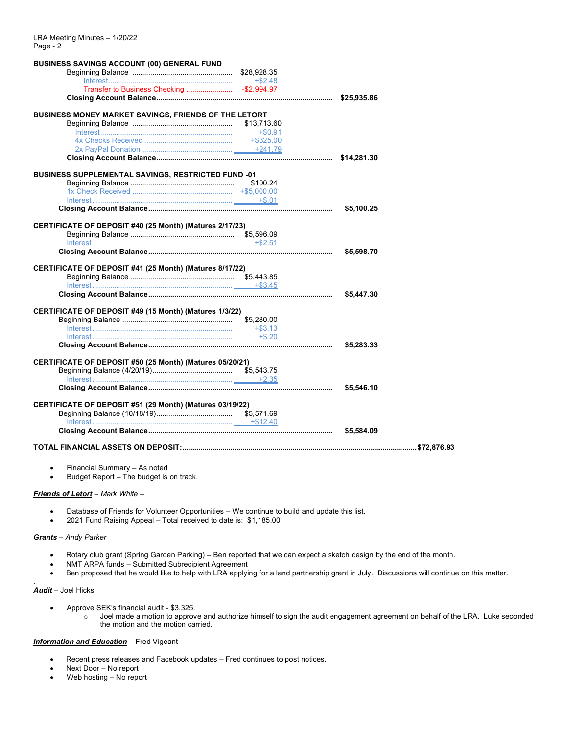**BUSINESS SAVINGS ACCOUNT (00) GENERAL FUND**

| | | |
|---|---|---|
| Beginning Balance | $28,928.35 | |
| Interest | +$2.48 | |
| Transfer to Business Checking | -$2,994.97 | |
| **Closing Account Balance** | | **$25,935.86** |

**BUSINESS MONEY MARKET SAVINGS, FRIENDS OF THE LETORT**

| | | |
|---|---|---|
| Beginning Balance | $13,713.60 | |
| Interest | +$0.91 | |
| 4x Checks Received | +$325.00 | |
| 2x PayPal Donation | +241.79 | |
| **Closing Account Balance** | | **$14,281.30** |

**BUSINESS SUPPLEMENTAL SAVINGS, RESTRICTED FUND -01**

| | | |
|---|---|---|
| Beginning Balance | $100.24 | |
| 1x Check Received | +$5,000.00 | |
| Interest | +$.01 | |
| **Closing Account Balance** | | **$5,100.25** |

**CERTIFICATE OF DEPOSIT #40 (25 Month) (Matures 2/17/23)**

| | | |
|---|---|---|
| Beginning Balance | $5,596.09 | |
| Interest | +$2.51 | |
| **Closing Account Balance** | | **$5,598.70** |

**CERTIFICATE OF DEPOSIT #41 (25 Month) (Matures 8/17/22)**

| | | |
|---|---|---|
| Beginning Balance | $5,443.85 | |
| Interest | +$3.45 | |
| **Closing Account Balance** | | **$5,447.30** |

**CERTIFICATE OF DEPOSIT #49 (15 Month) (Matures 1/3/22)**

| | | |
|---|---|---|
| Beginning Balance | $5,280.00 | |
| Interest | +$3.13 | |
| Interest | +$.20 | |
| **Closing Account Balance** | | **$5,283.33** |

**CERTIFICATE OF DEPOSIT #50 (25 Month) (Matures 05/20/21)**

| | | |
|---|---|---|
| Beginning Balance (4/20/19) | $5,543.75 | |
| Interest | +2.35 | |
| **Closing Account Balance** | | **$5,546.10** |

**CERTIFICATE OF DEPOSIT #51 (29 Month) (Matures 03/19/22)**

| | | |
|---|---|---|
| Beginning Balance (10/18/19) | $5,571.69 | |
| Interest | +$12.40 | |
| **Closing Account Balance** | | **$5,584.09** |

**TOTAL FINANCIAL ASSETS ON DEPOSIT: $72,876.93**

- Financial Summary – As noted
- Budget Report – The budget is on track.

***Friends of Letort*** *– Mark White –*

- Database of Friends for Volunteer Opportunities – We continue to build and update this list.
- 2021 Fund Raising Appeal – Total received to date is: $1,185.00

***Grants*** *– Andy Parker*

- Rotary club grant (Spring Garden Parking) – Ben reported that we can expect a sketch design by the end of the month.
- NMT ARPA funds – Submitted Subrecipient Agreement
- Ben proposed that he would like to help with LRA applying for a land partnership grant in July. Discussions will continue on this matter.

***Audit*** – Joel Hicks

- Approve SEK's financial audit - $3,325.
  - Joel made a motion to approve and authorize himself to sign the audit engagement agreement on behalf of the LRA. Luke seconded the motion and the motion carried.

***Information and Education*** **–** Fred Vigeant

- Recent press releases and Facebook updates – Fred continues to post notices.
- Next Door – No report
- Web hosting – No report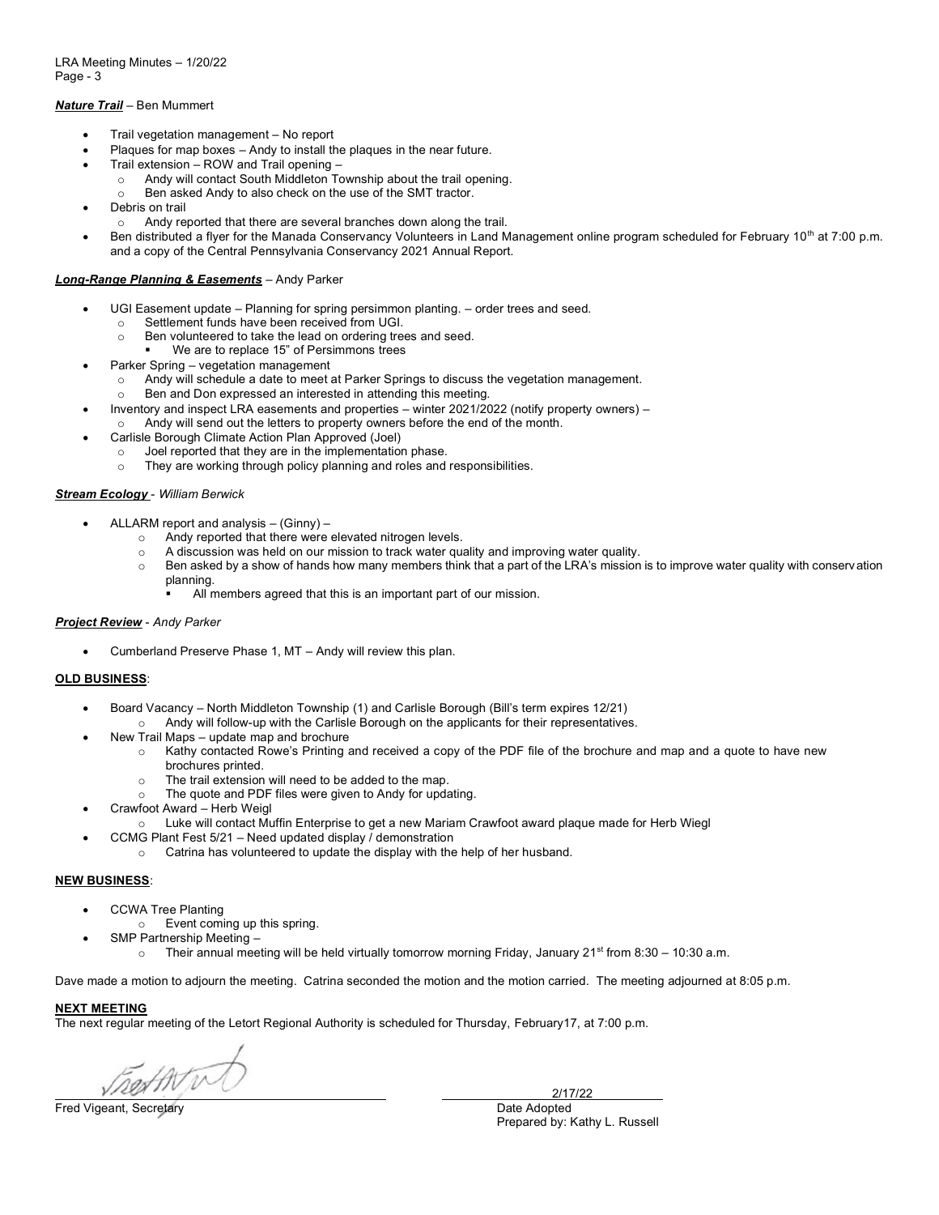***Nature Trail*** – Ben Mummert

- Trail vegetation management – No report
- Plaques for map boxes – Andy to install the plaques in the near future.
- Trail extension – ROW and Trail opening –
  - Andy will contact South Middleton Township about the trail opening.
  - Ben asked Andy to also check on the use of the SMT tractor.
- Debris on trail
  - Andy reported that there are several branches down along the trail.
- Ben distributed a flyer for the Manada Conservancy Volunteers in Land Management online program scheduled for February 10th at 7:00 p.m. and a copy of the Central Pennsylvania Conservancy 2021 Annual Report.

***Long-Range Planning & Easements*** – Andy Parker

- UGI Easement update – Planning for spring persimmon planting. – order trees and seed.
  - Settlement funds have been received from UGI.
  - Ben volunteered to take the lead on ordering trees and seed.
    - We are to replace 15" of Persimmons trees
- Parker Spring – vegetation management
  - Andy will schedule a date to meet at Parker Springs to discuss the vegetation management.
  - Ben and Don expressed an interested in attending this meeting.
- Inventory and inspect LRA easements and properties – winter 2021/2022 (notify property owners) –
  - Andy will send out the letters to property owners before the end of the month.
- Carlisle Borough Climate Action Plan Approved (Joel)
  - Joel reported that they are in the implementation phase.
  - They are working through policy planning and roles and responsibilities.

***Stream Ecology*** - *William Berwick*

- ALLARM report and analysis – (Ginny) –
  - Andy reported that there were elevated nitrogen levels.
  - A discussion was held on our mission to track water quality and improving water quality.
  - Ben asked by a show of hands how many members think that a part of the LRA's mission is to improve water quality with conservation planning.
    - All members agreed that this is an important part of our mission.

***Project Review*** - *Andy Parker*

- Cumberland Preserve Phase 1, MT – Andy will review this plan.

**OLD BUSINESS**:

- Board Vacancy – North Middleton Township (1) and Carlisle Borough (Bill's term expires 12/21)
  - Andy will follow-up with the Carlisle Borough on the applicants for their representatives.
- New Trail Maps – update map and brochure
  - Kathy contacted Rowe's Printing and received a copy of the PDF file of the brochure and map and a quote to have new brochures printed.
  - The trail extension will need to be added to the map.
  - The quote and PDF files were given to Andy for updating.
- Crawfoot Award – Herb Weigl
  - Luke will contact Muffin Enterprise to get a new Mariam Crawfoot award plaque made for Herb Wiegl
- CCMG Plant Fest 5/21 – Need updated display / demonstration
  - Catrina has volunteered to update the display with the help of her husband.

**NEW BUSINESS**:

- CCWA Tree Planting
  - Event coming up this spring.
- SMP Partnership Meeting –
  - Their annual meeting will be held virtually tomorrow morning Friday, January 21st from 8:30 – 10:30 a.m.

Dave made a motion to adjourn the meeting. Catrina seconded the motion and the motion carried. The meeting adjourned at 8:05 p.m.

**NEXT MEETING**

The next regular meeting of the Letort Regional Authority is scheduled for Thursday, February17, at 7:00 p.m.

Fred Vigeant, Secretary

2/17/22

Date Adopted

Prepared by: Kathy L. Russell